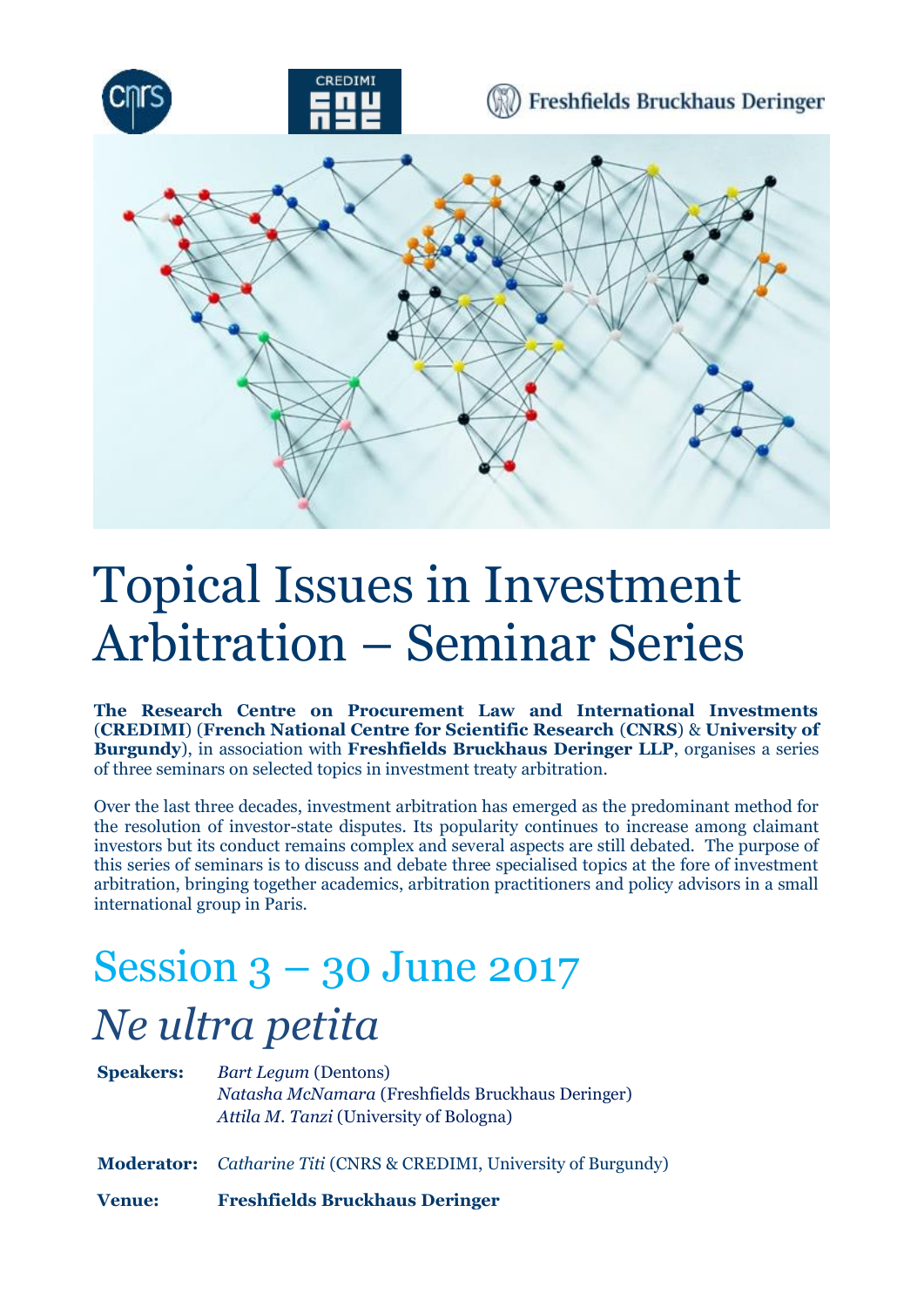# Topical Issues in Investment Arbitration – Seminar Series

**The Research Centre on Procurement Law and International Investments** (**CREDIMI**) (**French National Centre for Scientific Research** (**CNRS**) & **University of Burgundy**), in association with **Freshfields Bruckhaus Deringer LLP**, organises a series of three seminars on selected topics in investment treaty arbitration.

Over the last three decades, investment arbitration has emerged as the predominant method for the resolution of investor-state disputes. Its popularity continues to increase among claimant investors but its conduct remains complex and several aspects are still debated. The purpose of this series of seminars is to discuss and debate three specialised topics at the fore of investment arbitration, bringing together academics, arbitration practitioners and policy advisors in a small international group in Paris.

## Session 3 – 30 June 2017

## *Ne ultra petita*

**Speakers:** *Bart Legum* (Dentons)
*Natasha McNamara* (Freshfields Bruckhaus Deringer)
*Attila M. Tanzi* (University of Bologna)

**Moderator:** *Catharine Titi* (CNRS & CREDIMI, University of Burgundy)

**Venue:** **Freshfields Bruckhaus Deringer**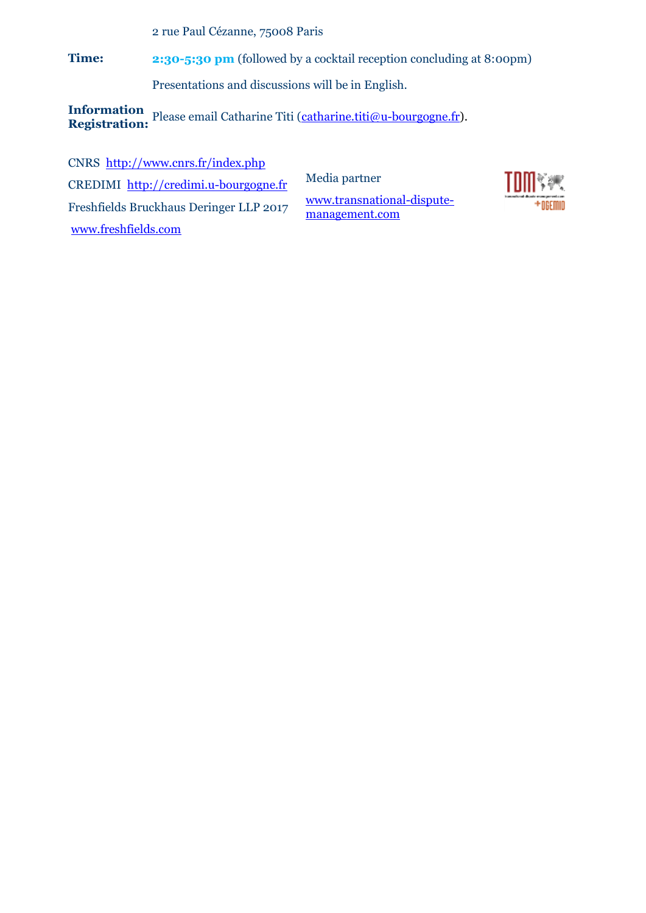2 rue Paul Cézanne, 75008 Paris

**Time:** **2:30-5:30 pm** (followed by a cocktail reception concluding at 8:00pm)

Presentations and discussions will be in English.

**Information Registration:** Please email Catharine Titi (catharine.titi@u-bourgogne.fr).

CNRS http://www.cnrs.fr/index.php

CREDIMI http://credimi.u-bourgogne.fr

Freshfields Bruckhaus Deringer LLP 2017 www.freshfields.com

Media partner

www.transnational-dispute-management.com